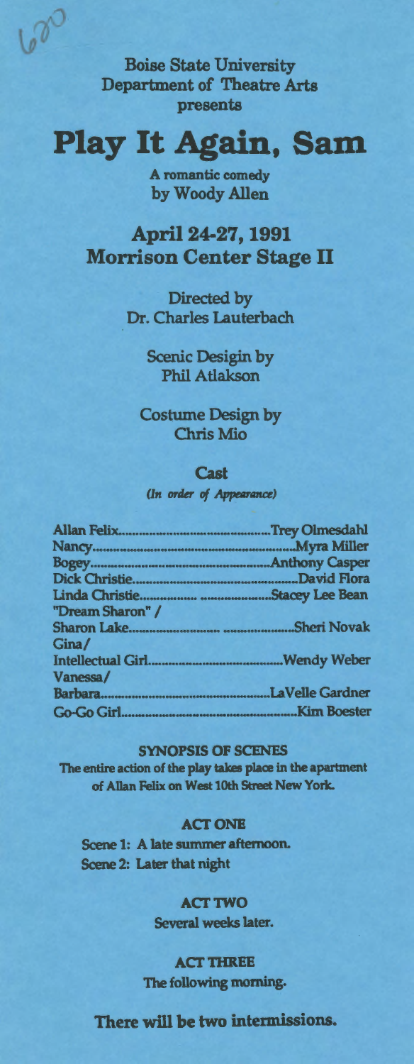620

Boise State University
Department of Theatre Arts
presents

# Play It Again, Sam

A romantic comedy
by Woody Allen

## April 24-27, 1991
## Morrison Center Stage II

Directed by
Dr. Charles Lauterbach

Scenic Desigin by
Phil Atlakson

Costume Design by
Chris Mio

### Cast

*(In order of Appearance)*

Allan Felix........................................Trey Olmesdahl
Nancy..................................................Myra Miller
Bogey..................................................Anthony Casper
Dick Christie.......................................David Flora
Linda Christie................ ....................Stacey Lee Bean
"Dream Sharon" /
Sharon Lake........................ ....................Sheri Novak
Gina/
Intellectual Girl.....................................Wendy Weber
Vanessa/
Barbara................................................LaVelle Gardner
Go-Go Girl...........................................Kim Boester

**SYNOPSIS OF SCENES**

The entire action of the play takes place in the apartment of Allan Felix on West 10th Street New York.

**ACT ONE**

Scene 1: A late summer afternoon.
Scene 2: Later that night

**ACT TWO**

Several weeks later.

**ACT THREE**

The following morning.

**There will be two intermissions.**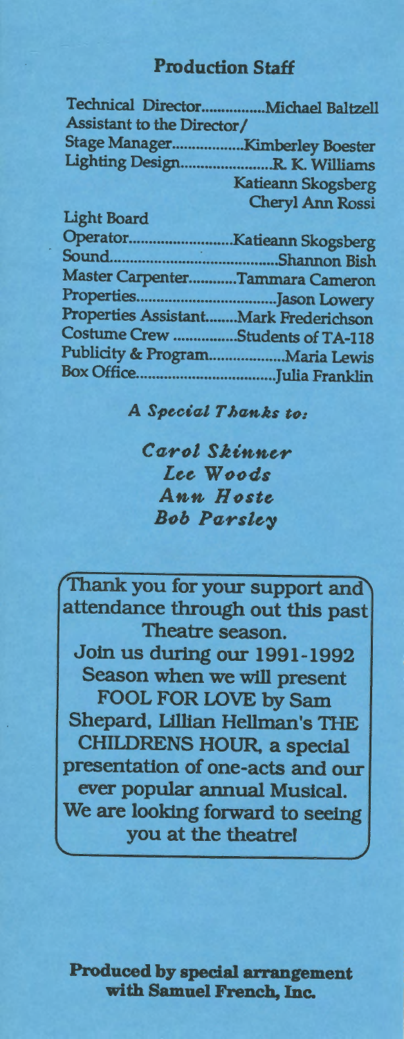## Production Staff

Technical Director................Michael Baltzell
Assistant to the Director/
Stage Manager..................Kimberley Boester
Lighting Design.......................R. K. Williams
Katieann Skogsberg
Cheryl Ann Rossi
Light Board
Operator.........................Katieann Skogsberg
Sound.........................................Shannon Bish
Master Carpenter............Tammara Cameron
Properties..................................Jason Lowery
Properties Assistant........Mark Frederichson
Costume Crew ................Students of TA-118
Publicity & Program..................Maria Lewis
Box Office..................................Julia Franklin

*A Special Thanks to:*

*Carol Skinner*
*Lee Woods*
*Ann Hoste*
*Bob Parsley*

Thank you for your support and attendance through out this past Theatre season.
Join us during our 1991-1992 Season when we will present FOOL FOR LOVE by Sam Shepard, Lillian Hellman's THE CHILDRENS HOUR, a special presentation of one-acts and our ever popular annual Musical.
We are looking forward to seeing you at the theatre!

**Produced by special arrangement with Samuel French, Inc.**